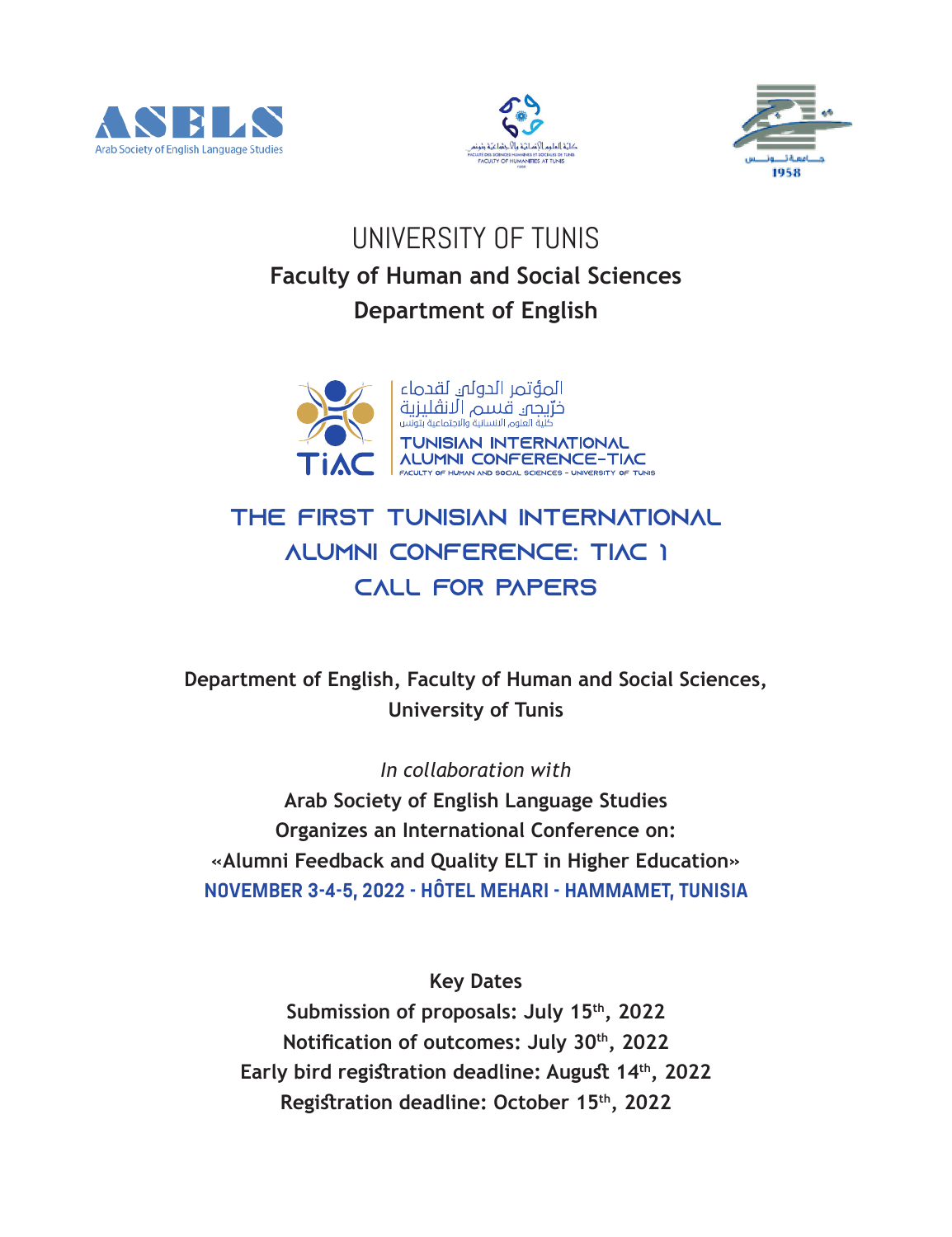ASELS
Arab Society of English Language Studies

# UNIVERSITY OF TUNIS

## Faculty of Human and Social Sciences

## Department of English

المؤتمر الدولي لقدماء
خرّيجي قسم الانقليزية
كلية العلوم الانسانية والاجتماعية بتونس

TUNISIAN INTERNATIONAL ALUMNI CONFERENCE–TIAC
FACULTY OF HUMAN AND SOCIAL SCIENCES – UNIVERSITY OF TUNIS

# THE FIRST TUNISIAN INTERNATIONAL ALUMNI CONFERENCE: TIAC 1 CALL FOR PAPERS

**Department of English, Faculty of Human and Social Sciences, University of Tunis**

*In collaboration with*

**Arab Society of English Language Studies**
**Organizes an International Conference on:**
**«Alumni Feedback and Quality ELT in Higher Education»**
**NOVEMBER 3-4-5, 2022 - HÔTEL MEHARI - HAMMAMET, TUNISIA**

**Key Dates**

**Submission of proposals: July 15th, 2022**
**Notification of outcomes: July 30th, 2022**
**Early bird registration deadline: August 14th, 2022**
**Registration deadline: October 15th, 2022**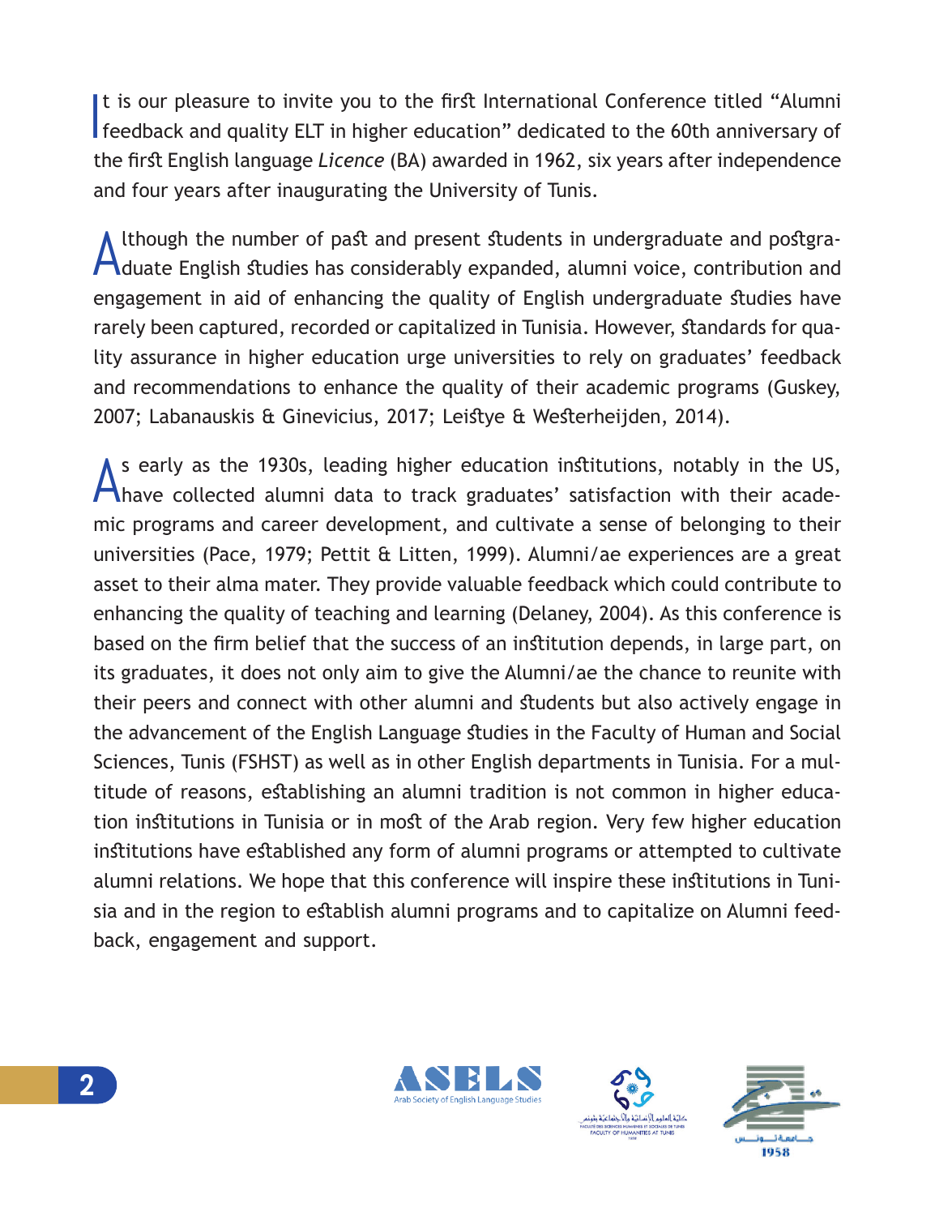It is our pleasure to invite you to the first International Conference titled "Alumni feedback and quality ELT in higher education" dedicated to the 60th anniversary of the first English language *Licence* (BA) awarded in 1962, six years after independence and four years after inaugurating the University of Tunis.

Although the number of past and present students in undergraduate and postgraduate English studies has considerably expanded, alumni voice, contribution and engagement in aid of enhancing the quality of English undergraduate studies have rarely been captured, recorded or capitalized in Tunisia. However, standards for quality assurance in higher education urge universities to rely on graduates' feedback and recommendations to enhance the quality of their academic programs (Guskey, 2007; Labanauskis & Ginevicius, 2017; Leistye & Westerheijden, 2014).

As early as the 1930s, leading higher education institutions, notably in the US, have collected alumni data to track graduates' satisfaction with their academic programs and career development, and cultivate a sense of belonging to their universities (Pace, 1979; Pettit & Litten, 1999). Alumni/ae experiences are a great asset to their alma mater. They provide valuable feedback which could contribute to enhancing the quality of teaching and learning (Delaney, 2004). As this conference is based on the firm belief that the success of an institution depends, in large part, on its graduates, it does not only aim to give the Alumni/ae the chance to reunite with their peers and connect with other alumni and students but also actively engage in the advancement of the English Language studies in the Faculty of Human and Social Sciences, Tunis (FSHST) as well as in other English departments in Tunisia. For a multitude of reasons, establishing an alumni tradition is not common in higher education institutions in Tunisia or in most of the Arab region. Very few higher education institutions have established any form of alumni programs or attempted to cultivate alumni relations. We hope that this conference will inspire these institutions in Tunisia and in the region to establish alumni programs and to capitalize on Alumni feedback, engagement and support.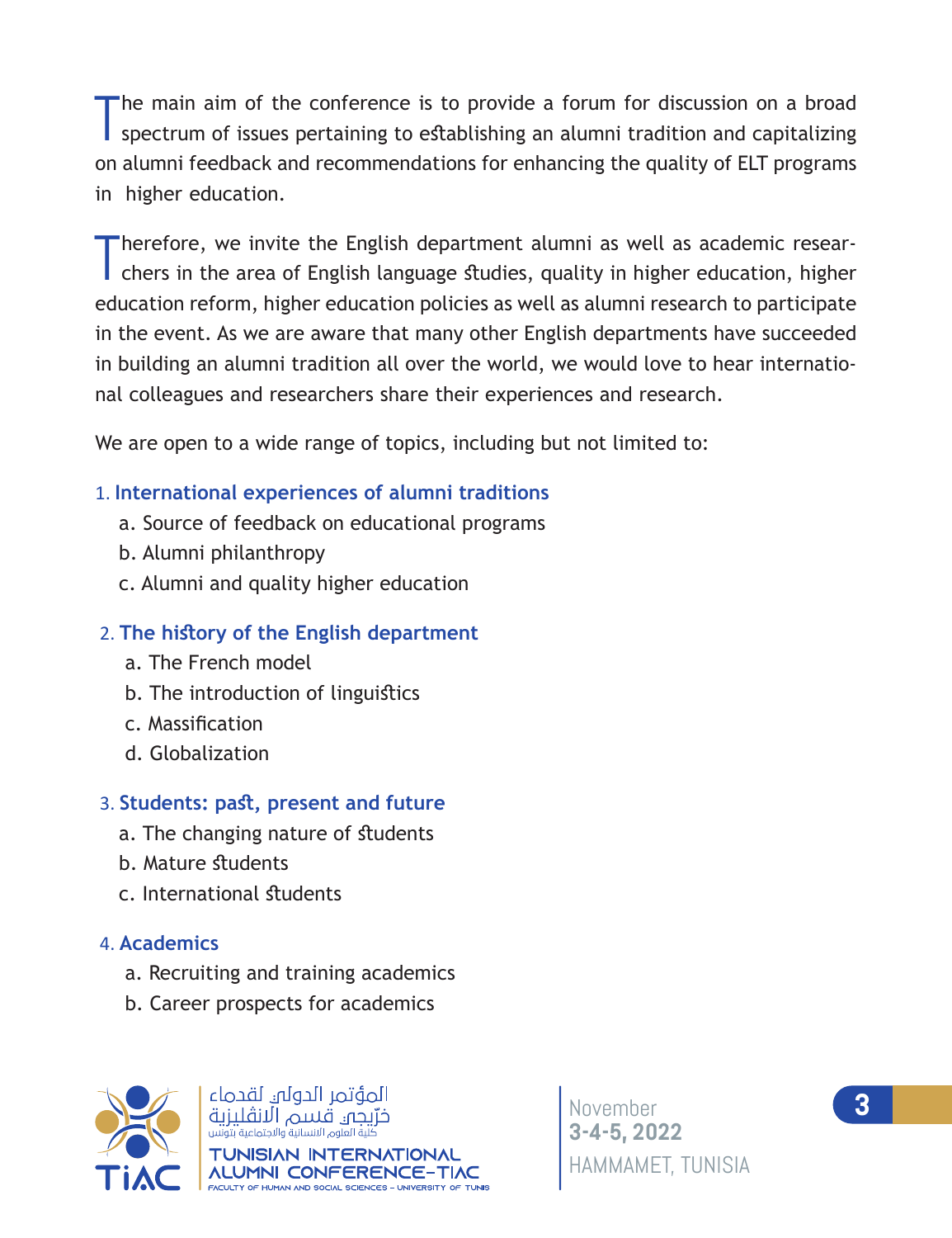The main aim of the conference is to provide a forum for discussion on a broad spectrum of issues pertaining to establishing an alumni tradition and capitalizing on alumni feedback and recommendations for enhancing the quality of ELT programs in higher education.

Therefore, we invite the English department alumni as well as academic researchers in the area of English language studies, quality in higher education, higher education reform, higher education policies as well as alumni research to participate in the event. As we are aware that many other English departments have succeeded in building an alumni tradition all over the world, we would love to hear international colleagues and researchers share their experiences and research.

We are open to a wide range of topics, including but not limited to:

1. **International experiences of alumni traditions**
   - a. Source of feedback on educational programs
   - b. Alumni philanthropy
   - c. Alumni and quality higher education

2. **The history of the English department**
   - a. The French model
   - b. The introduction of linguistics
   - c. Massification
   - d. Globalization

3. **Students: past, present and future**
   - a. The changing nature of students
   - b. Mature students
   - c. International students

4. **Academics**
   - a. Recruiting and training academics
   - b. Career prospects for academics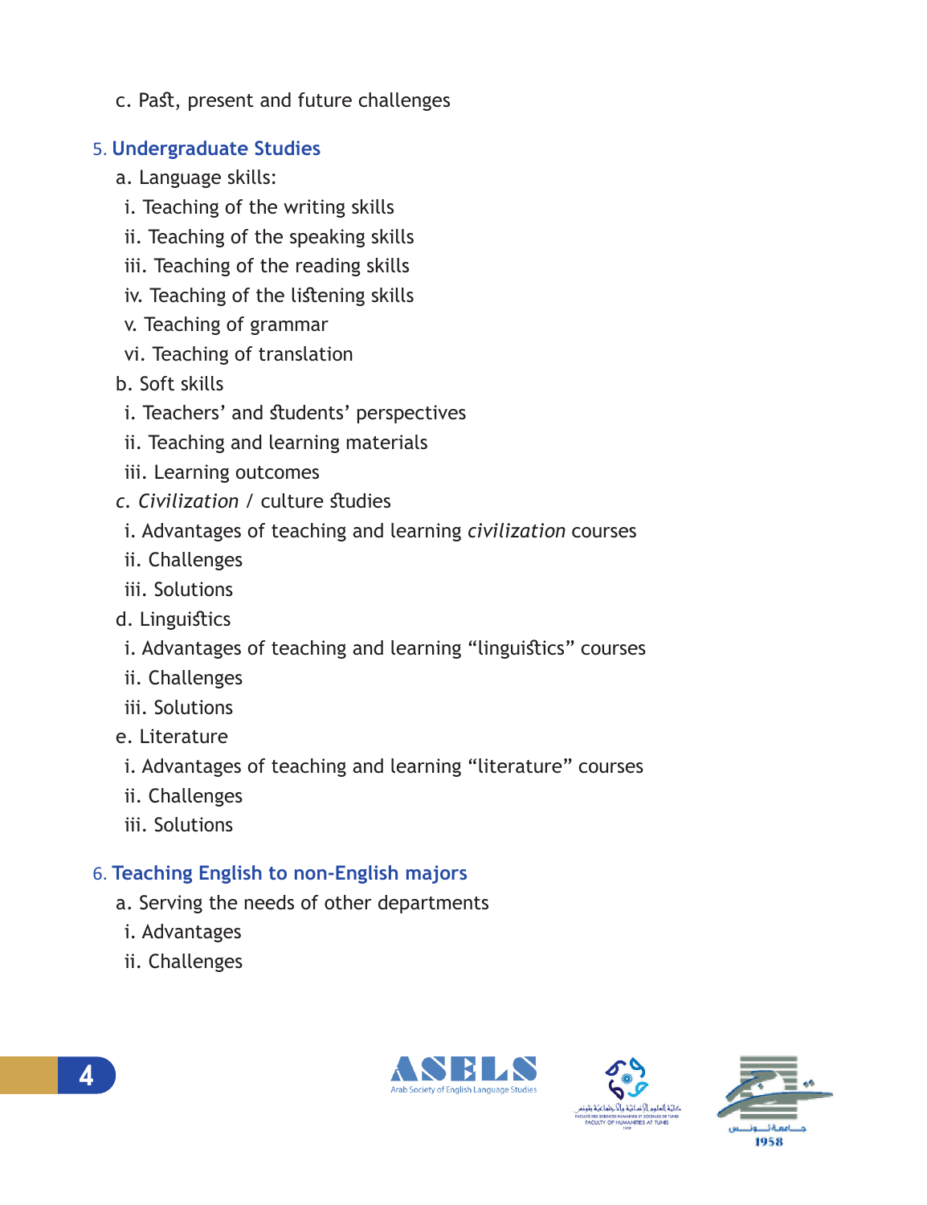c. Past, present and future challenges

## 5. Undergraduate Studies

a. Language skills:

i. Teaching of the writing skills

ii. Teaching of the speaking skills

iii. Teaching of the reading skills

iv. Teaching of the listening skills

v. Teaching of grammar

vi. Teaching of translation

b. Soft skills

i. Teachers' and students' perspectives

ii. Teaching and learning materials

iii. Learning outcomes

c. *Civilization* / culture studies

i. Advantages of teaching and learning *civilization* courses

ii. Challenges

iii. Solutions

d. Linguistics

i. Advantages of teaching and learning "linguistics" courses

ii. Challenges

iii. Solutions

e. Literature

i. Advantages of teaching and learning "literature" courses

ii. Challenges

iii. Solutions

## 6. Teaching English to non-English majors

a. Serving the needs of other departments

i. Advantages

ii. Challenges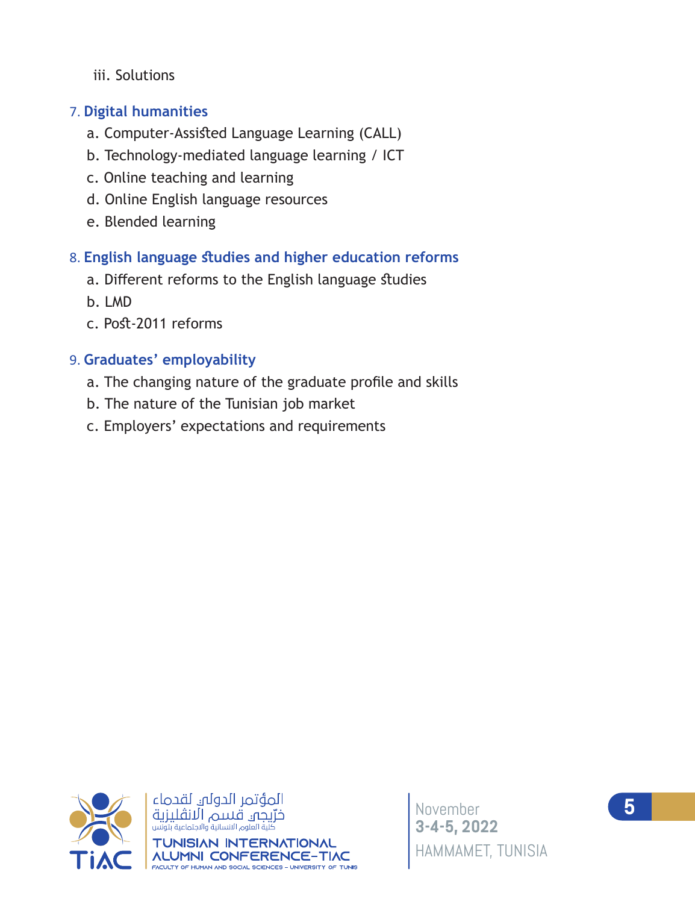iii. Solutions

7. **Digital humanities**
   a. Computer-Assisted Language Learning (CALL)
   b. Technology-mediated language learning / ICT
   c. Online teaching and learning
   d. Online English language resources
   e. Blended learning

8. **English language studies and higher education reforms**
   a. Different reforms to the English language studies
   b. LMD
   c. Post-2011 reforms

9. **Graduates' employability**
   a. The changing nature of the graduate profile and skills
   b. The nature of the Tunisian job market
   c. Employers' expectations and requirements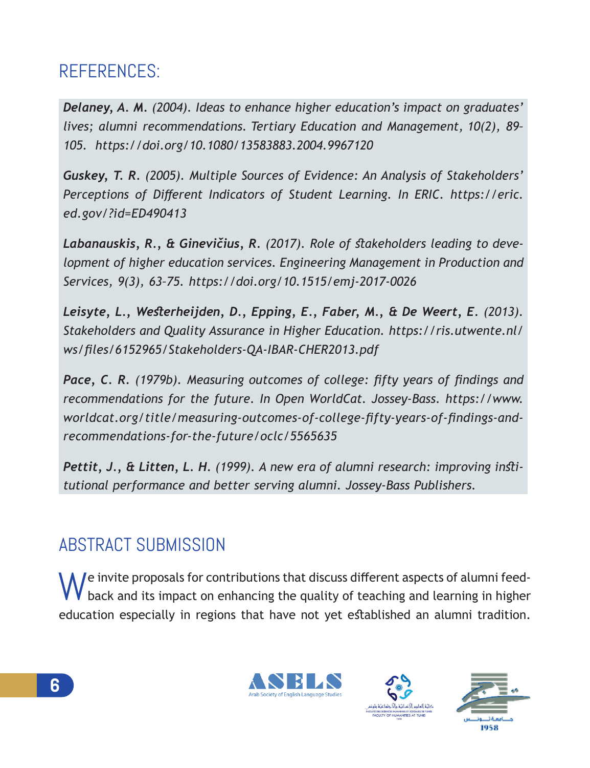## REFERENCES:

***Delaney, A. M.*** *(2004). Ideas to enhance higher education's impact on graduates' lives; alumni recommendations. Tertiary Education and Management, 10(2), 89–105. https://doi.org/10.1080/13583883.2004.9967120*

***Guskey, T. R.*** *(2005). Multiple Sources of Evidence: An Analysis of Stakeholders' Perceptions of Different Indicators of Student Learning. In ERIC. https://eric.ed.gov/?id=ED490413*

***Labanauskis, R., & Ginevičius, R.*** *(2017). Role of stakeholders leading to development of higher education services. Engineering Management in Production and Services, 9(3), 63-75. https://doi.org/10.1515/emj-2017-0026*

***Leisyte, L., Westerheijden, D., Epping, E., Faber, M., & De Weert, E.*** *(2013). Stakeholders and Quality Assurance in Higher Education. https://ris.utwente.nl/ws/files/6152965/Stakeholders-QA-IBAR-CHER2013.pdf*

***Pace, C. R.*** *(1979b). Measuring outcomes of college: fifty years of findings and recommendations for the future. In Open WorldCat. Jossey-Bass. https://www.worldcat.org/title/measuring-outcomes-of-college-fifty-years-of-findings-and-recommendations-for-the-future/oclc/5565635*

***Pettit, J., & Litten, L. H.*** *(1999). A new era of alumni research: improving institutional performance and better serving alumni. Jossey-Bass Publishers.*

## ABSTRACT SUBMISSION

We invite proposals for contributions that discuss different aspects of alumni feedback and its impact on enhancing the quality of teaching and learning in higher education especially in regions that have not yet established an alumni tradition.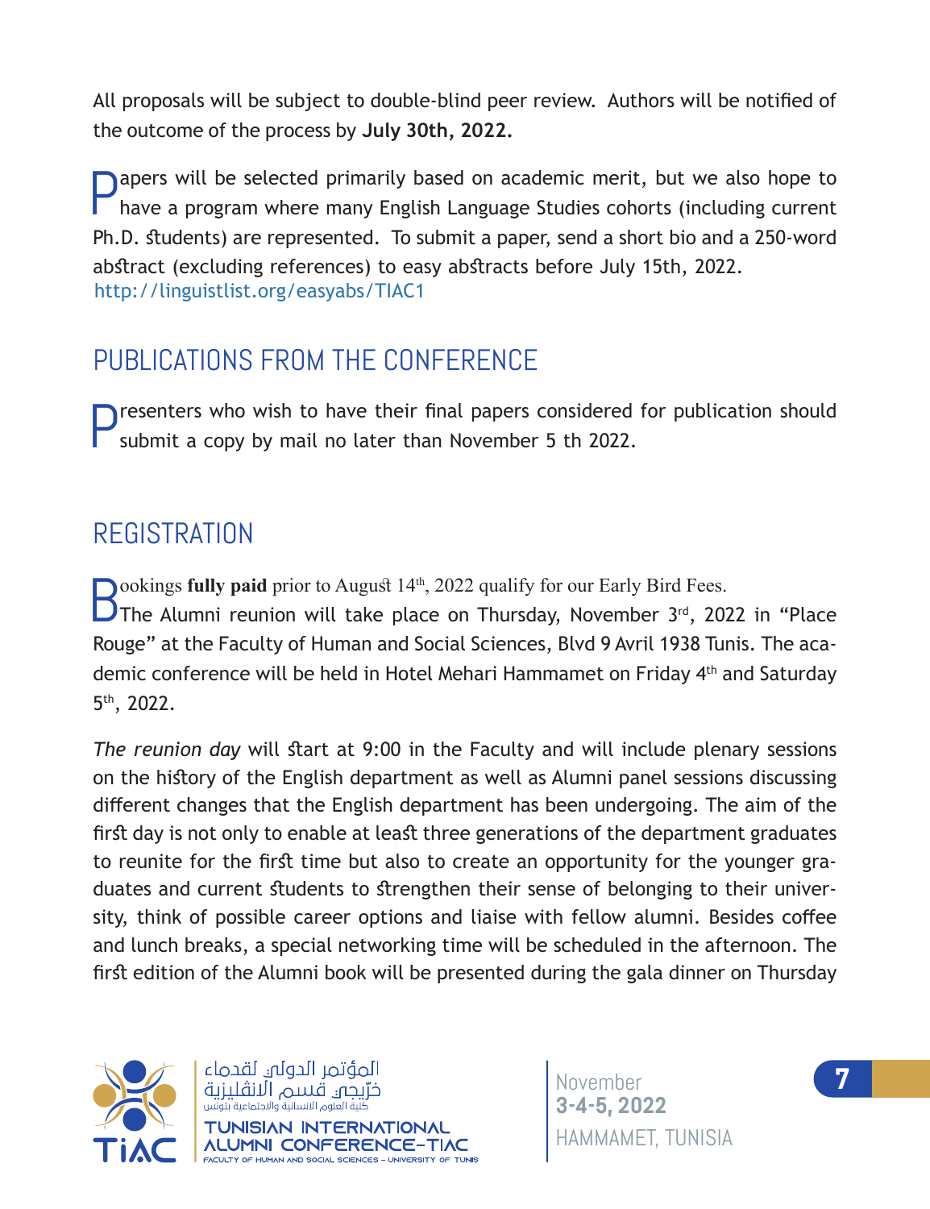All proposals will be subject to double-blind peer review. Authors will be notified of the outcome of the process by **July 30th, 2022.**

Papers will be selected primarily based on academic merit, but we also hope to have a program where many English Language Studies cohorts (including current Ph.D. students) are represented. To submit a paper, send a short bio and a 250-word abstract (excluding references) to easy abstracts before July 15th, 2022. http://linguistlist.org/easyabs/TIAC1

## PUBLICATIONS FROM THE CONFERENCE

Presenters who wish to have their final papers considered for publication should submit a copy by mail no later than November 5 th 2022.

## REGISTRATION

Bookings **fully paid** prior to August 14th, 2022 qualify for our Early Bird Fees.
The Alumni reunion will take place on Thursday, November 3rd, 2022 in "Place Rouge" at the Faculty of Human and Social Sciences, Blvd 9 Avril 1938 Tunis. The academic conference will be held in Hotel Mehari Hammamet on Friday 4th and Saturday 5th, 2022.

*The reunion day* will start at 9:00 in the Faculty and will include plenary sessions on the history of the English department as well as Alumni panel sessions discussing different changes that the English department has been undergoing. The aim of the first day is not only to enable at least three generations of the department graduates to reunite for the first time but also to create an opportunity for the younger graduates and current students to strengthen their sense of belonging to their university, think of possible career options and liaise with fellow alumni. Besides coffee and lunch breaks, a special networking time will be scheduled in the afternoon. The first edition of the Alumni book will be presented during the gala dinner on Thursday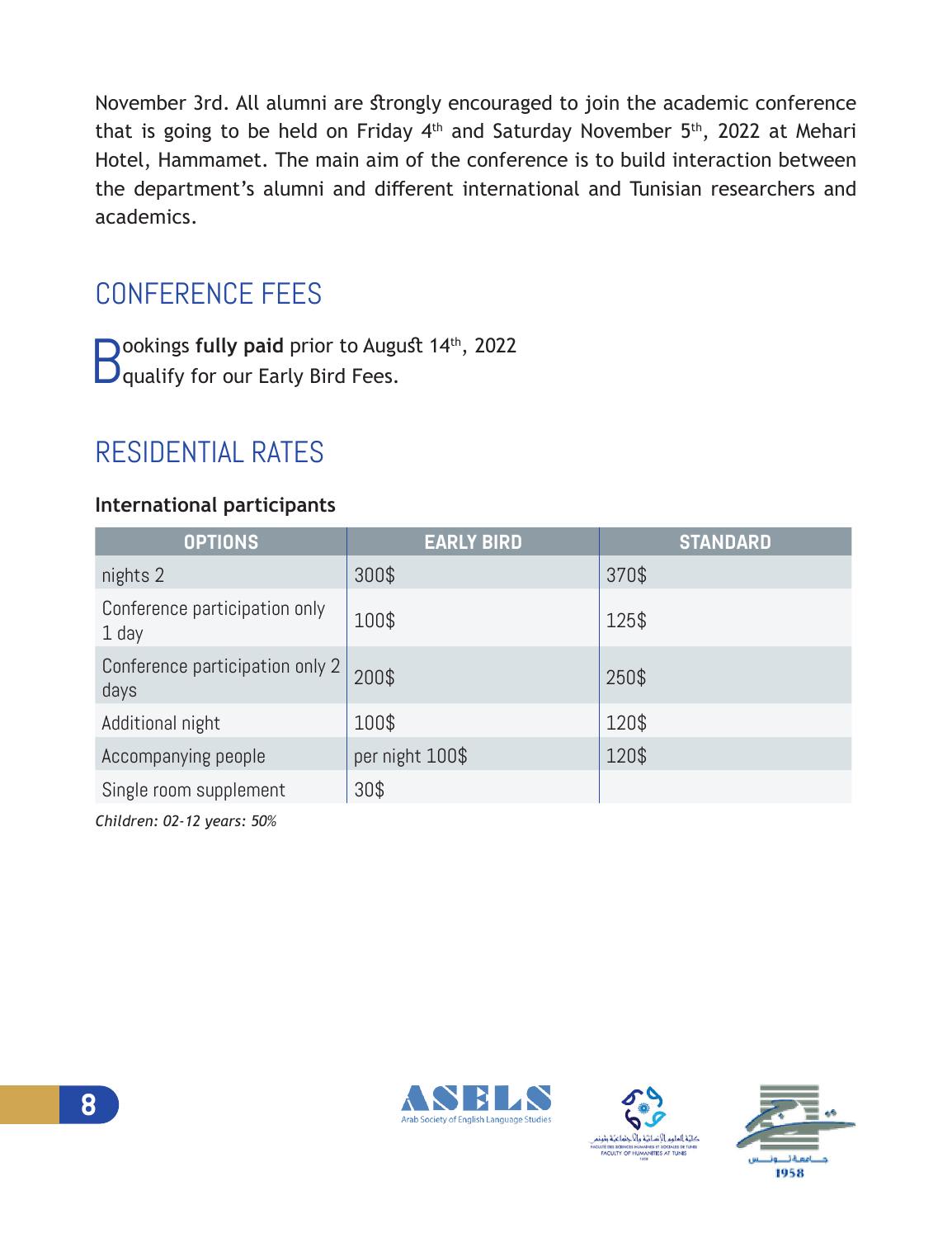November 3rd. All alumni are strongly encouraged to join the academic conference that is going to be held on Friday 4th and Saturday November 5th, 2022 at Mehari Hotel, Hammamet. The main aim of the conference is to build interaction between the department's alumni and different international and Tunisian researchers and academics.

## CONFERENCE FEES

Bookings **fully paid** prior to August 14th, 2022 qualify for our Early Bird Fees.

## RESIDENTIAL RATES

**International participants**

| OPTIONS | EARLY BIRD | STANDARD |
|---|---|---|
| nights 2 | 300$ | 370$ |
| Conference participation only 1 day | 100$ | 125$ |
| Conference participation only 2 days | 200$ | 250$ |
| Additional night | 100$ | 120$ |
| Accompanying people | per night 100$ | 120$ |
| Single room supplement | 30$ | |

*Children: 02-12 years: 50%*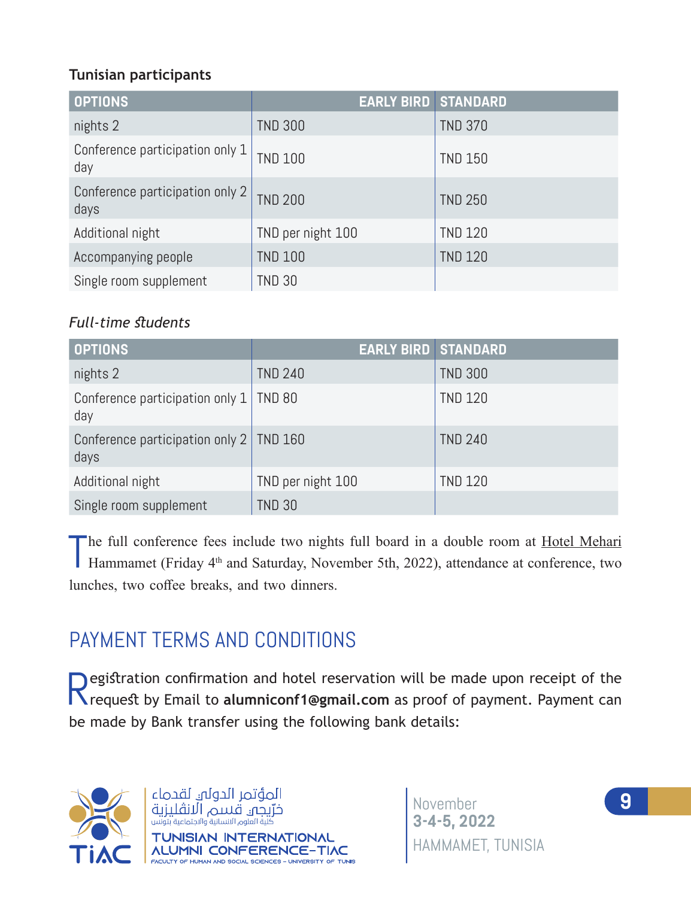**Tunisian participants**

| OPTIONS | EARLY BIRD | STANDARD |
|---|---|---|
| nights 2 | TND 300 | TND 370 |
| Conference participation only 1 day | TND 100 | TND 150 |
| Conference participation only 2 days | TND 200 | TND 250 |
| Additional night | TND per night 100 | TND 120 |
| Accompanying people | TND 100 | TND 120 |
| Single room supplement | TND 30 | |

*Full-time students*

| OPTIONS | EARLY BIRD | STANDARD |
|---|---|---|
| nights 2 | TND 240 | TND 300 |
| Conference participation only 1 day | TND 80 | TND 120 |
| Conference participation only 2 days | TND 160 | TND 240 |
| Additional night | TND per night 100 | TND 120 |
| Single room supplement | TND 30 | |

The full conference fees include two nights full board in a double room at Hotel Mehari Hammamet (Friday 4th and Saturday, November 5th, 2022), attendance at conference, two lunches, two coffee breaks, and two dinners.

## PAYMENT TERMS AND CONDITIONS

Registration confirmation and hotel reservation will be made upon receipt of the request by Email to **alumniconf1@gmail.com** as proof of payment. Payment can be made by Bank transfer using the following bank details: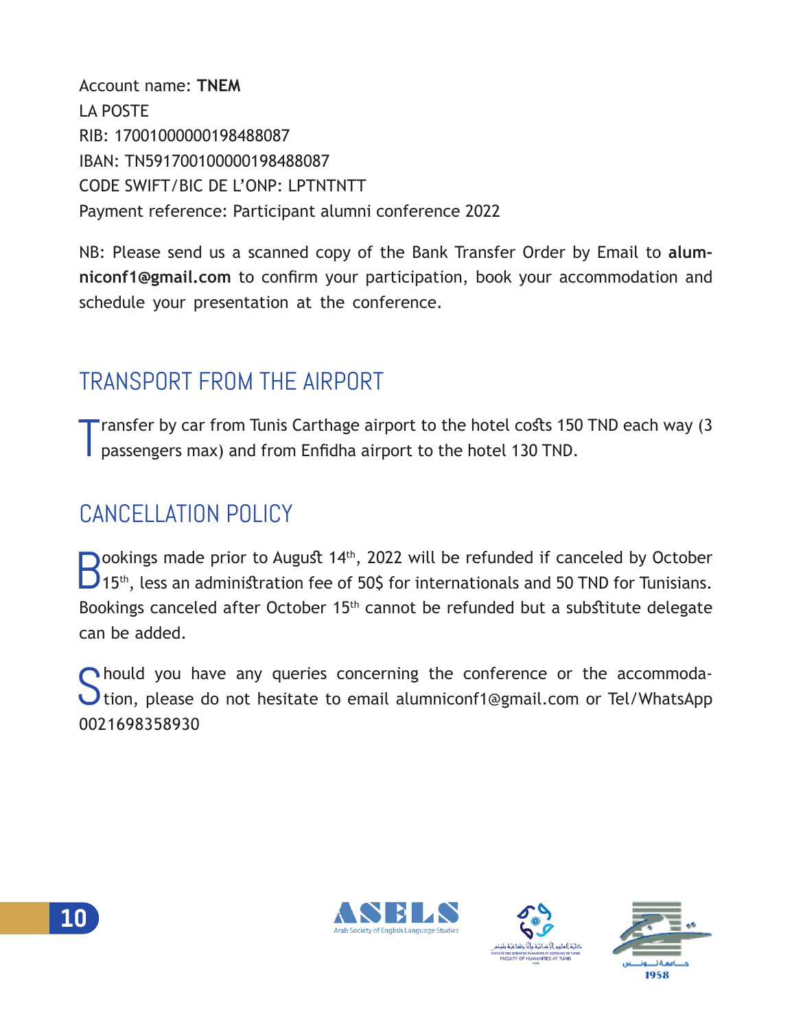Account name: **TNEM**
LA POSTE
RIB: 17001000000198488087
IBAN: TN5917001000000198488087
CODE SWIFT/BIC DE L'ONP: LPTNTNTT
Payment reference: Participant alumni conference 2022

NB: Please send us a scanned copy of the Bank Transfer Order by Email to **alumniconf1@gmail.com** to confirm your participation, book your accommodation and schedule your presentation at the conference.

## TRANSPORT FROM THE AIRPORT

Transfer by car from Tunis Carthage airport to the hotel costs 150 TND each way (3 passengers max) and from Enfidha airport to the hotel 130 TND.

## CANCELLATION POLICY

Bookings made prior to August 14th, 2022 will be refunded if canceled by October 15th, less an administration fee of 50$ for internationals and 50 TND for Tunisians. Bookings canceled after October 15th cannot be refunded but a substitute delegate can be added.

Should you have any queries concerning the conference or the accommodation, please do not hesitate to email alumniconf1@gmail.com or Tel/WhatsApp 0021698358930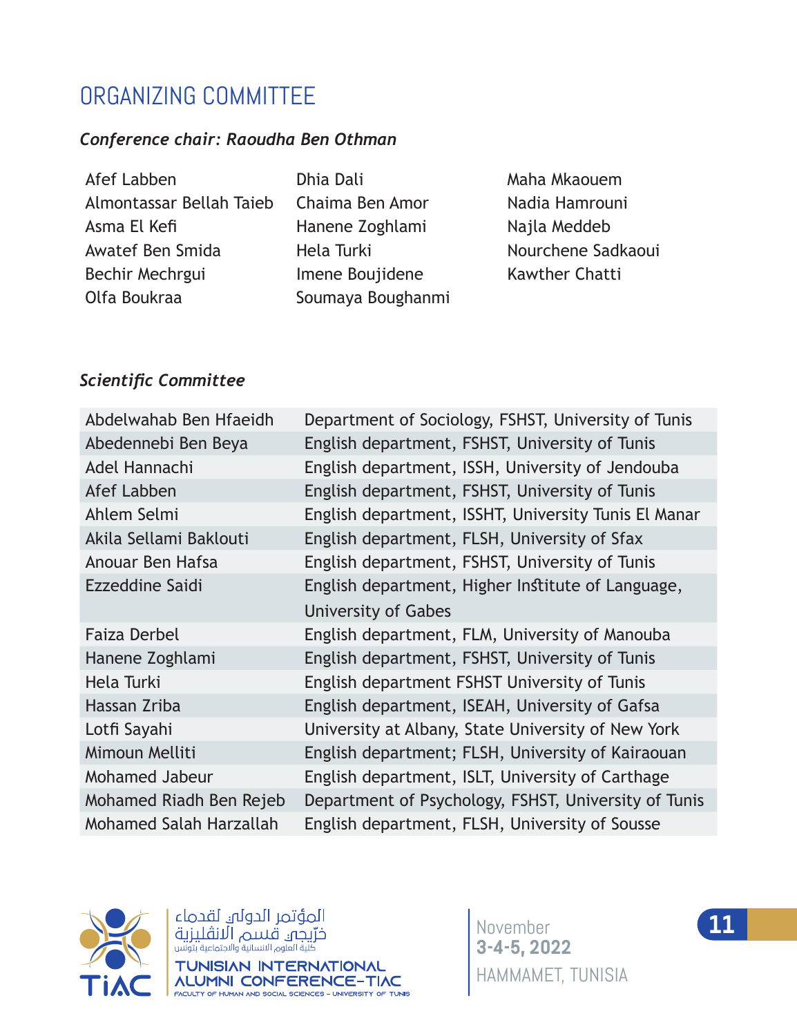# ORGANIZING COMMITTEE

***Conference chair: Raoudha Ben Othman***

Afef Labben
Almontassar Bellah Taieb
Asma El Kefi
Awatef Ben Smida
Bechir Mechrgui
Olfa Boukraa
Dhia Dali
Chaima Ben Amor
Hanene Zoghlami
Hela Turki
Imene Boujidene
Soumaya Boughanmi
Maha Mkaouem
Nadia Hamrouni
Najla Meddeb
Nourchene Sadkaoui
Kawther Chatti

***Scientific Committee***

| | |
|---|---|
| Abdelwahab Ben Hfaeidh | Department of Sociology, FSHST, University of Tunis |
| Abedennebi Ben Beya | English department, FSHST, University of Tunis |
| Adel Hannachi | English department, ISSH, University of Jendouba |
| Afef Labben | English department, FSHST, University of Tunis |
| Ahlem Selmi | English department, ISSHT, University Tunis El Manar |
| Akila Sellami Baklouti | English department, FLSH, University of Sfax |
| Anouar Ben Hafsa | English department, FSHST, University of Tunis |
| Ezzeddine Saidi | English department, Higher Institute of Language, University of Gabes |
| Faiza Derbel | English department, FLM, University of Manouba |
| Hanene Zoghlami | English department, FSHST, University of Tunis |
| Hela Turki | English department FSHST University of Tunis |
| Hassan Zriba | English department, ISEAH, University of Gafsa |
| Lotfi Sayahi | University at Albany, State University of New York |
| Mimoun Melliti | English department; FLSH, University of Kairaouan |
| Mohamed Jabeur | English department, ISLT, University of Carthage |
| Mohamed Riadh Ben Rejeb | Department of Psychology, FSHST, University of Tunis |
| Mohamed Salah Harzallah | English department, FLSH, University of Sousse |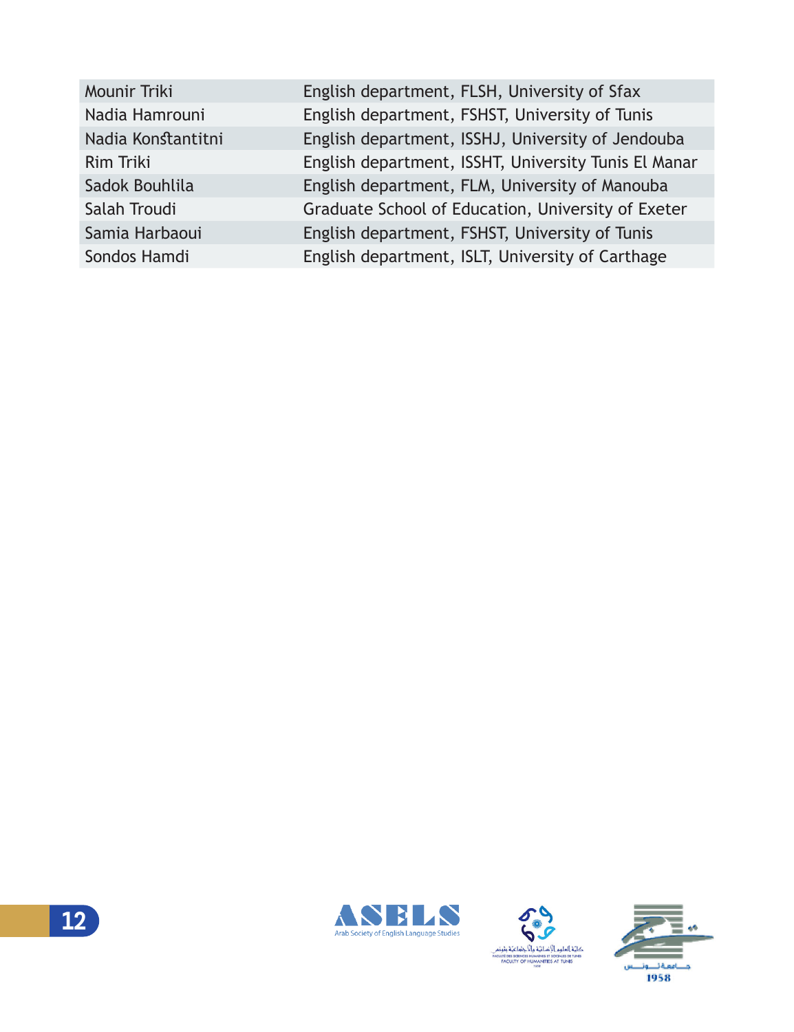| | |
|---|---|
| Mounir Triki | English department, FLSH, University of Sfax |
| Nadia Hamrouni | English department, FSHST, University of Tunis |
| Nadia Konstantitni | English department, ISSHJ, University of Jendouba |
| Rim Triki | English department, ISSHT, University Tunis El Manar |
| Sadok Bouhlila | English department, FLM, University of Manouba |
| Salah Troudi | Graduate School of Education, University of Exeter |
| Samia Harbaoui | English department, FSHST, University of Tunis |
| Sondos Hamdi | English department, ISLT, University of Carthage |

ASELS
Arab Society of English Language Studies

كلية العلوم الإنسانية والاجتماعية بتونس
FACULTÉ DES SCIENCES HUMAINES ET SOCIALES DE TUNIS
FACULTY OF HUMANITIES AT TUNIS

جامعة تونس
1958